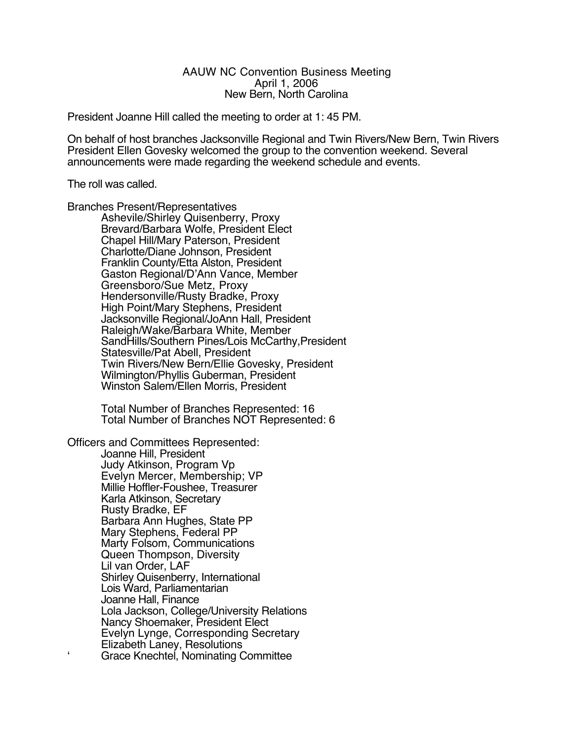AAUW NC Convention Business Meeting
April 1, 2006
New Bern, North Carolina

President Joanne Hill called the meeting to order at 1: 45 PM.

On behalf of host branches Jacksonville Regional and Twin Rivers/New Bern, Twin Rivers President Ellen Govesky welcomed the group to the convention weekend. Several announcements were made regarding the weekend schedule and events.

The roll was called.

Branches Present/Representatives

- Ashevile/Shirley Quisenberry, Proxy
- Brevard/Barbara Wolfe, President Elect
- Chapel Hill/Mary Paterson, President
- Charlotte/Diane Johnson, President
- Franklin County/Etta Alston, President
- Gaston Regional/D'Ann Vance, Member
- Greensboro/Sue Metz, Proxy
- Hendersonville/Rusty Bradke, Proxy
- High Point/Mary Stephens, President
- Jacksonville Regional/JoAnn Hall, President
- Raleigh/Wake/Barbara White, Member
- SandHills/Southern Pines/Lois McCarthy,President
- Statesville/Pat Abell, President
- Twin Rivers/New Bern/Ellie Govesky, President
- Wilmington/Phyllis Guberman, President
- Winston Salem/Ellen Morris, President

Total Number of Branches Represented: 16
Total Number of Branches NOT Represented: 6

Officers and Committees Represented:

- Joanne Hill, President
- Judy Atkinson, Program Vp
- Evelyn Mercer, Membership; VP
- Millie Hoffler-Foushee, Treasurer
- Karla Atkinson, Secretary
- Rusty Bradke, EF
- Barbara Ann Hughes, State PP
- Mary Stephens, Federal PP
- Marty Folsom, Communications
- Queen Thompson, Diversity
- Lil van Order, LAF
- Shirley Quisenberry, International
- Lois Ward, Parliamentarian
- Joanne Hall, Finance
- Lola Jackson, College/University Relations
- Nancy Shoemaker, President Elect
- Evelyn Lynge, Corresponding Secretary
- Elizabeth Laney, Resolutions
- Grace Knechtel, Nominating Committee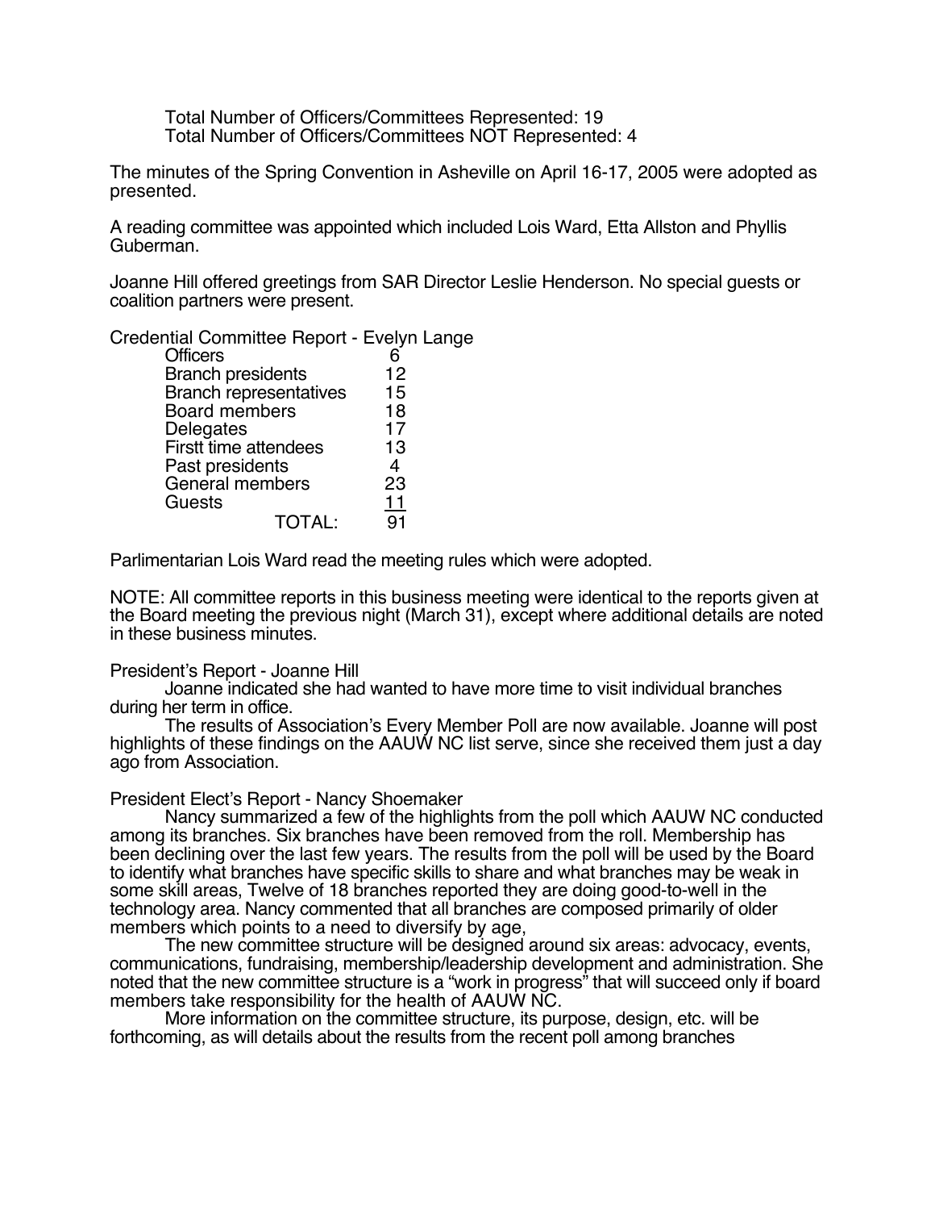Total Number of Officers/Committees Represented: 19
Total Number of Officers/Committees NOT Represented: 4

The minutes of the Spring Convention in Asheville on April 16-17, 2005 were adopted as presented.

A reading committee was appointed which included Lois Ward, Etta Allston and Phyllis Guberman.

Joanne Hill offered greetings from SAR Director Leslie Henderson. No special guests or coalition partners were present.

Credential Committee Report - Evelyn Lange

| | |
|---|---|
| Officers | 6 |
| Branch presidents | 12 |
| Branch representatives | 15 |
| Board members | 18 |
| Delegates | 17 |
| Firstt time attendees | 13 |
| Past presidents | 4 |
| General members | 23 |
| Guests | 11 |
| TOTAL: | 91 |

Parlimentarian Lois Ward read the meeting rules which were adopted.

NOTE: All committee reports in this business meeting were identical to the reports given at the Board meeting the previous night (March 31), except where additional details are noted in these business minutes.

President's Report - Joanne Hill

Joanne indicated she had wanted to have more time to visit individual branches during her term in office.

The results of Association's Every Member Poll are now available. Joanne will post highlights of these findings on the AAUW NC list serve, since she received them just a day ago from Association.

President Elect's Report - Nancy Shoemaker

Nancy summarized a few of the highlights from the poll which AAUW NC conducted among its branches. Six branches have been removed from the roll. Membership has been declining over the last few years. The results from the poll will be used by the Board to identify what branches have specific skills to share and what branches may be weak in some skill areas, Twelve of 18 branches reported they are doing good-to-well in the technology area. Nancy commented that all branches are composed primarily of older members which points to a need to diversify by age,

The new committee structure will be designed around six areas: advocacy, events, communications, fundraising, membership/leadership development and administration. She noted that the new committee structure is a "work in progress" that will succeed only if board members take responsibility for the health of AAUW NC.

More information on the committee structure, its purpose, design, etc. will be forthcoming, as will details about the results from the recent poll among branches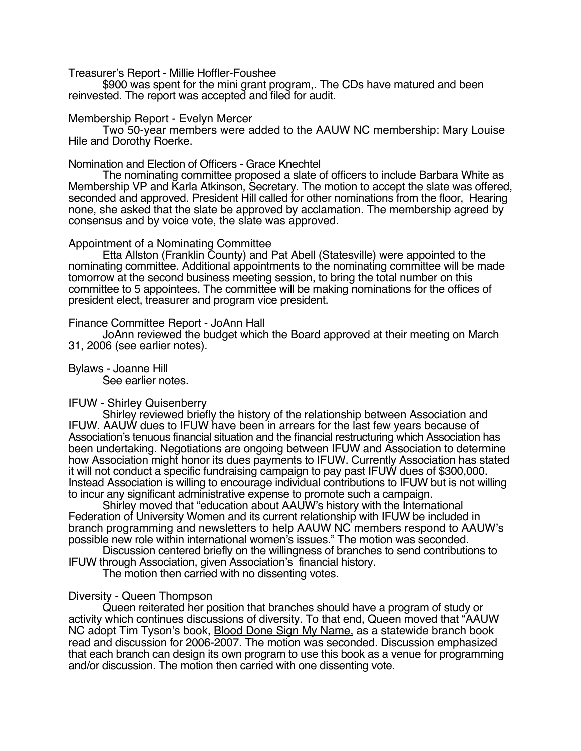Treasurer's Report - Millie Hoffler-Foushee

$900 was spent for the mini grant program,. The CDs have matured and been reinvested. The report was accepted and filed for audit.

Membership Report - Evelyn Mercer

Two 50-year members were added to the AAUW NC membership: Mary Louise Hile and Dorothy Roerke.

Nomination and Election of Officers - Grace Knechtel

The nominating committee proposed a slate of officers to include Barbara White as Membership VP and Karla Atkinson, Secretary. The motion to accept the slate was offered, seconded and approved. President Hill called for other nominations from the floor, Hearing none, she asked that the slate be approved by acclamation. The membership agreed by consensus and by voice vote, the slate was approved.

Appointment of a Nominating Committee

Etta Allston (Franklin County) and Pat Abell (Statesville) were appointed to the nominating committee. Additional appointments to the nominating committee will be made tomorrow at the second business meeting session, to bring the total number on this committee to 5 appointees. The committee will be making nominations for the offices of president elect, treasurer and program vice president.

Finance Committee Report - JoAnn Hall

JoAnn reviewed the budget which the Board approved at their meeting on March 31, 2006 (see earlier notes).

Bylaws - Joanne Hill

See earlier notes.

IFUW - Shirley Quisenberry

Shirley reviewed briefly the history of the relationship between Association and IFUW. AAUW dues to IFUW have been in arrears for the last few years because of Association's tenuous financial situation and the financial restructuring which Association has been undertaking. Negotiations are ongoing between IFUW and Association to determine how Association might honor its dues payments to IFUW. Currently Association has stated it will not conduct a specific fundraising campaign to pay past IFUW dues of $300,000. Instead Association is willing to encourage individual contributions to IFUW but is not willing to incur any significant administrative expense to promote such a campaign.

Shirley moved that "education about AAUW's history with the International Federation of University Women and its current relationship with IFUW be included in branch programming and newsletters to help AAUW NC members respond to AAUW's possible new role within international women's issues." The motion was seconded.

Discussion centered briefly on the willingness of branches to send contributions to IFUW through Association, given Association's financial history.

The motion then carried with no dissenting votes.

Diversity - Queen Thompson

Queen reiterated her position that branches should have a program of study or activity which continues discussions of diversity. To that end, Queen moved that "AAUW NC adopt Tim Tyson's book, <u>Blood Done Sign My Name,</u> as a statewide branch book read and discussion for 2006-2007. The motion was seconded. Discussion emphasized that each branch can design its own program to use this book as a venue for programming and/or discussion. The motion then carried with one dissenting vote.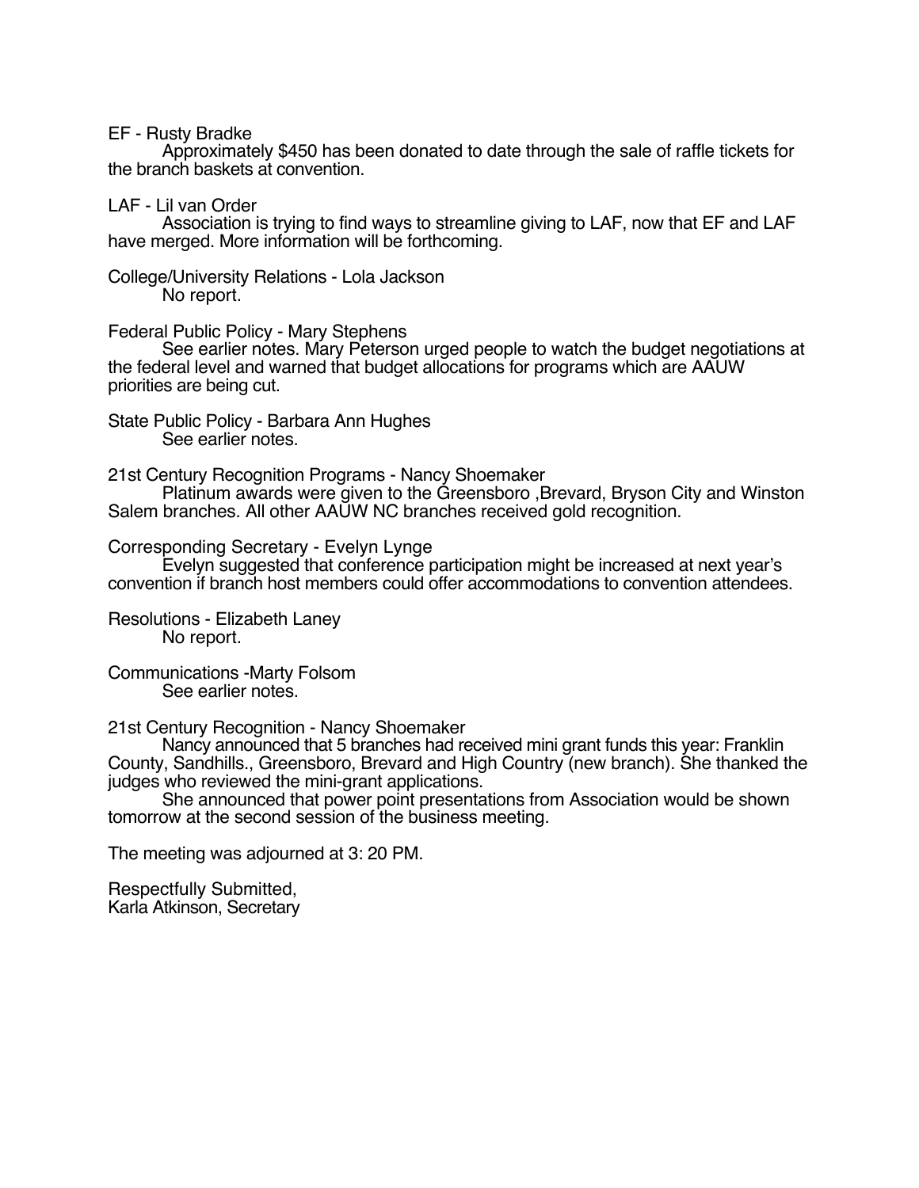EF - Rusty Bradke

Approximately $450 has been donated to date through the sale of raffle tickets for the branch baskets at convention.

LAF - Lil van Order

Association is trying to find ways to streamline giving to LAF, now that EF and LAF have merged. More information will be forthcoming.

College/University Relations - Lola Jackson

No report.

Federal Public Policy - Mary Stephens

See earlier notes. Mary Peterson urged people to watch the budget negotiations at the federal level and warned that budget allocations for programs which are AAUW priorities are being cut.

State Public Policy - Barbara Ann Hughes

See earlier notes.

21st Century Recognition Programs - Nancy Shoemaker

Platinum awards were given to the Greensboro ,Brevard, Bryson City and Winston Salem branches. All other AAUW NC branches received gold recognition.

Corresponding Secretary - Evelyn Lynge

Evelyn suggested that conference participation might be increased at next year's convention if branch host members could offer accommodations to convention attendees.

Resolutions - Elizabeth Laney

No report.

Communications -Marty Folsom

See earlier notes.

21st Century Recognition - Nancy Shoemaker

Nancy announced that 5 branches had received mini grant funds this year: Franklin County, Sandhills., Greensboro, Brevard and High Country (new branch). She thanked the judges who reviewed the mini-grant applications.

She announced that power point presentations from Association would be shown tomorrow at the second session of the business meeting.

The meeting was adjourned at 3: 20 PM.

Respectfully Submitted,
Karla Atkinson, Secretary